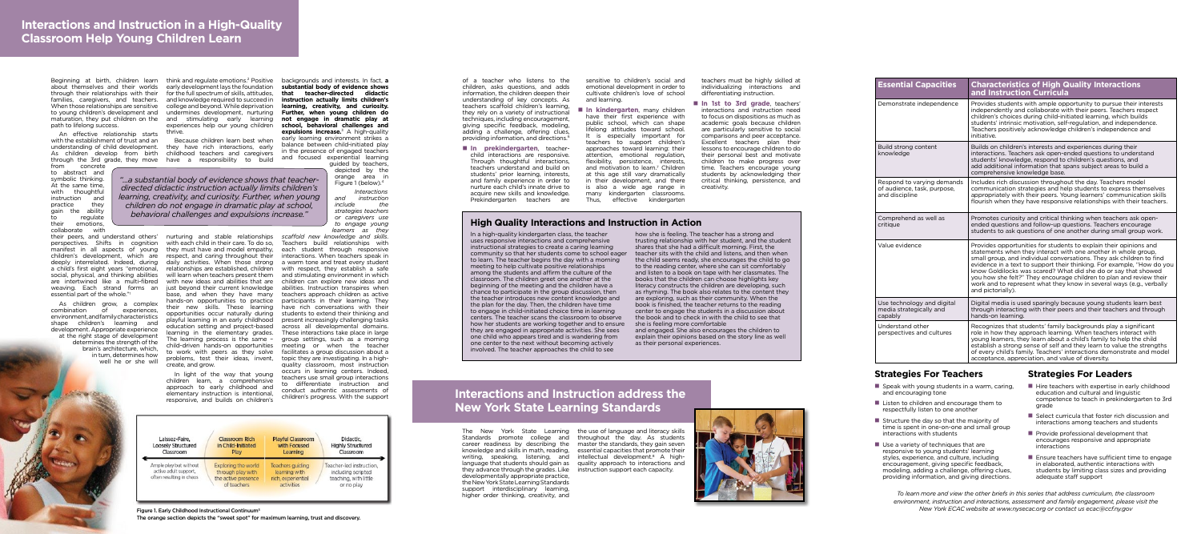# Interactions and Instruction in a High-Quality Classroom Help Young Children Learn

Beginning at birth, children learn about themselves and their worlds through their relationships with their families, caregivers, and teachers. When those relationships are sensitive to young children's development and maturation, they put children on the path to lifelong success.

An effective relationship starts with the establishment of trust and an understanding of child development. As children develop from birth through the 3rd grade, they move from concrete to abstract and symbolic thinking. At the same time, with thoughtful instruction and practice they gain the ability to regulate their emotions, collaborate with their peers, and understand others' perspectives. Shifts in cognition manifest in all aspects of young children's development, which are deeply interrelated. Indeed, during a child's first eight years "emotional, social, physical, and thinking abilities are intertwined like a multi-fibred weaving. Each strand forms an essential part of the whole."[1]

As children grow, a complex combination of experiences, environment, and family characteristics shape children's learning and development. Appropriate experience at the right stage of development determines the strength of the brain's architecture, which, in turn, determines how well he or she will think and regulate emotions.[2] Positive early development lays the foundation for the full spectrum of skills, attitudes, and knowledge required to succeed in college and beyond. While deprivation undermines development, nurturing and stimulating early learning experiences help our young children thrive.

Because children learn best when they have rich interactions, early childhood teachers and caregivers have a responsibility to build backgrounds and interests. In fact, **a substantial body of evidence shows that teacher-directed didactic instruction actually limits children's learning, creativity, and curiosity. Further, when young children do not engage in dramatic play at school, behavioral challenges and expulsions increase.**[3] A high-quality early learning environment strikes a balance between child-initiated play in the presence of engaged teachers and focused experiential learning guided by teachers, depicted by the orange area in Figure 1 (below).[4]

> *"...a substantial body of evidence shows that teacher-directed didactic instruction actually limits children's learning, creativity, and curiosity. Further, when young children do not engage in dramatic play at school, behavioral challenges and expulsions increase."*

nurturing and stable relationships with each child in their care. To do so, they must have and model empathy, respect, and caring throughout their daily activities. When those strong relationships are established, children will learn when teachers present them with new ideas and abilities that are just beyond their current knowledge base, and when they have many hands-on opportunities to practice their new skills. These learning opportunities occur naturally during playful learning in an early childhood education setting and project-based learning in elementary grades. The learning process is the same – child-driven hands-on opportunities to work with peers as they solve problems, test their ideas, invent, create, and grow.

In light of the way that young children learn, a comprehensive approach to early childhood and elementary instruction is intentional, responsive, and builds on children's

Interactions and instruction include the strategies teachers or caregivers use to engage young learners as they scaffold new knowledge and skills. Teachers build relationships with each student through responsive interactions. When teachers speak in a warm tone and treat every student with respect, they establish a safe and stimulating environment in which children can explore new ideas and abilities. Instruction transpires when teachers approach children as active participants in their learning. They have rich conversations with their students to extend their thinking and present increasingly challenging tasks across all developmental domains. These interactions take place in large group settings, such as a morning meeting or when the teacher facilitates a group discussion about a topic they are investigating. In a high-quality classroom, most instruction occurs in learning centers. Indeed, teachers use small group interactions to differentiate instruction and conduct authentic assessments of children's progress. With the support of a teacher who listens to the children, asks questions, and adds information, the children deepen their understanding of key concepts. As teachers scaffold children's learning, they rely on a variety of instructional techniques, including encouragement, giving specific feedback, modeling, adding a challenge, offering clues, providing information, and directions.[5]

- **In prekindergarten**, teacher-child interactions are responsive. Through thoughtful interactions, teachers understand and build on students' prior learning, interests, and family experience in order to nurture each child's innate drive to acquire new skills and knowledge. Prekindergarten teachers are sensitive to children's social and emotional development in order to cultivate children's love of school and learning.
- **In kindergarten**, many children have their first experience with public school, which can shape lifelong attitudes toward school. It is especially important for teachers to support children's approaches toward learning: their attention, emotional regulation, flexibility, persistence, interests, and motivation to learn.[7] Children at this age still vary dramatically in their development, and there is also a wide age range in many kindergarten classrooms. Thus, effective kindergarten teachers must be highly skilled at individualizing interactions and differentiating instruction.
- **In 1st to 3rd grade**, teachers' interactions and instruction need to focus on dispositions as much as academic goals because children are particularly sensitive to social comparisons and peer acceptance. Excellent teachers plan their lessons to encourage children to do their personal best and motivate children to make progress over time. Teachers encourage young students by acknowledging their critical thinking, persistence, and creativity.

| Laissez-Faire, Loosely Structured Classroom | Classroom Rich in Child-Initiated Play | Playful Classroom with Focused Learning | Didactic, Highly Structured Classroom |
|---|---|---|---|
| Ample play but without active adult support, often resulting in chaos | Exploring the world through play with the active presence of teachers | Teachers guiding learning with rich, experiential activities | Teacher-led instruction, including scripted teaching, with little or no play |

Figure 1. Early Childhood Instructional Continuum[5]
The orange section depicts the "sweet spot" for maximum learning, trust and discovery.

## High Quality Interactions and Instruction in Action

In a high-quality kindergarten class, the teacher uses responsive interactions and comprehensive instructional strategies to create a caring learning community so that her students come to school eager to learn. The teacher begins the day with a morning meeting to help cultivate positive relationships among the students and affirm the culture of the classroom. The children greet one another at the beginning of the meeting and the children have a chance to participate in the group discussion, then the teacher introduces new content knowledge and the plan for the day. Then, the children have time to engage in child-initiated choice time in learning centers. The teacher scans the classroom to observe how her students are working together and to ensure they are engaged in appropriate activities. She sees one child who appears tired and is wandering from one center to the next without becoming actively involved. The teacher approaches the child to see how she is feeling. The teacher has a strong and trusting relationship with her student, and the student shares that she had a difficult morning. First, the teacher sits with the child and listens, and then when the child seems ready, she encourages the child to go to the reading center, where she can sit comfortably and listen to a book on tape with her classmates. The books that the children can choose highlights key literacy constructs the children are developing, such as rhyming. The book also relates to the content they are exploring, such as their community. When the book is finished, the teacher returns to the reading center to engage the students in a discussion about the book and to check in with the child to see that she is feeling more comfortable and engaged. She also encourages the children to explain their opinions based on the story line as well as their personal experiences.

## Interactions and Instruction address the New York State Learning Standards

The New York State Learning Standards promote college and career readiness by describing the knowledge and skills in math, reading, writing, speaking, listening, and language that students should gain as they advance through the grades. Like developmentally appropriate practice, the New York State Learning Standards support interdisciplinary learning, higher order thinking, creativity, and the use of language and literacy skills throughout the day. As students master the standards, they gain seven essential capacities that promote their intellectual development.[8] A high-quality approach to interactions and instruction support each capacity.

| Essential Capacities | Characteristics of High Quality Interactions and Instruction Curricula |
|---|---|
| Demonstrate independence | Provides students with ample opportunity to pursue their interests independently and collaborate with their peers. Teachers respect children's choices during child-initiated learning, which builds students' intrinsic motivation, self-regulation, and independence. Teachers positively acknowledge children's independence and initiative. |
| Build strong content knowledge | Builds on children's interests and experiences during their interactions. Teachers ask open-ended questions to understand students' knowledge, respond to children's questions, and add additional information that spans subject areas to build a comprehensive knowledge base. |
| Respond to varying demands of audience, task, purpose, and discipline | Includes rich discussion throughout the day. Teachers model communication strategies and help students to express themselves appropriately with their peers. Young learners' communication skills flourish when they have responsive relationships with their teachers. |
| Comprehend as well as critique | Promotes curiosity and critical thinking when teachers ask open-ended questions and follow-up questions. Teachers encourage students to ask questions of one another during small group work. |
| Value evidence | Provides opportunities for students to explain their opinions and statements when they interact with one another in whole group, small group, and individual conversations. They ask children to find evidence in a text to support their thinking. For example, "How do you know Goldilocks was scared? What did she do or say that showed you how she felt?" They encourage children to plan and review their work and to represent what they know in several ways (e.g., verbally and pictorially). |
| Use technology and digital media strategically and capably | Digital media is used sparingly because young students learn best through interacting with their peers and their teachers and through hands-on learning. |
| Understand other perspectives and cultures | Recognizes that students' family backgrounds play a significant role in how they approach learning. When teachers interact with young learners, they learn about a child's family to help the child establish a strong sense of self and they learn to value the strengths of every child's family. Teachers' interactions demonstrate and model acceptance, appreciation, and value of diversity. |

### Strategies For Teachers

- Speak with young students in a warm, caring, and encouraging tone
- Listen to children and encourage them to respectfully listen to one another
- Structure the day so that the majority of time is spent in one-on-one and small group interactions with students
- Use a variety of techniques that are responsive to young students' learning styles, experience, and culture, including encouragement, giving specific feedback, modeling, adding a challenge, offering clues, providing information, and giving directions.

### Strategies For Leaders

- Hire teachers with expertise in early childhood education and cultural and linguistic competence to teach in prekindergarten to 3rd grade
- Select curricula that foster rich discussion and interactions among teachers and students
- Provide professional development that encourages responsive and appropriate interactions
- Ensure teachers have sufficient time to engage in elaborated, authentic interactions with students by limiting class sizes and providing adequate staff support

*To learn more and view the other briefs in this series that address curriculum, the classroom environment, instruction and interactions, assessment and family engagement, please visit the New York ECAC website at www.nysecac.org or contact us ecac@ccf.ny.gov*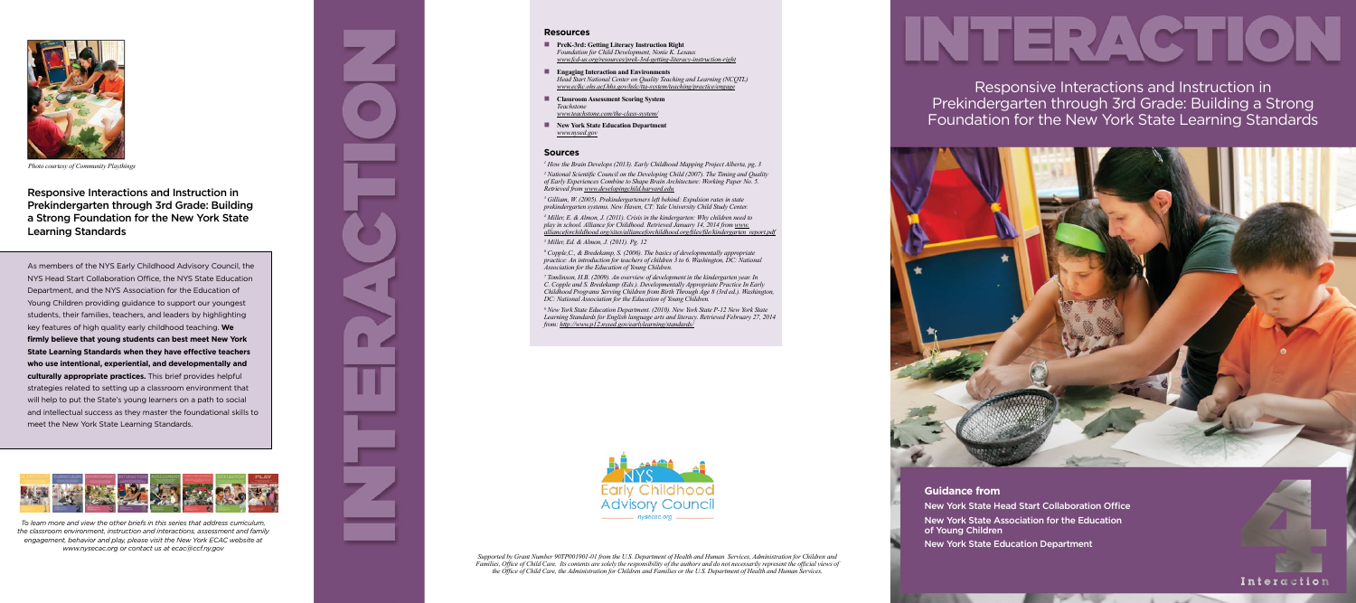*Photo courtesy of Community Playthings*

## Responsive Interactions and Instruction in Prekindergarten through 3rd Grade: Building a Strong Foundation for the New York State Learning Standards

As members of the NYS Early Childhood Advisory Council, the NYS Head Start Collaboration Office, the NYS State Education Department, and the NYS Association for the Education of Young Children providing guidance to support our youngest students, their families, teachers, and leaders by highlighting key features of high quality early childhood teaching. **We firmly believe that young students can best meet New York State Learning Standards when they have effective teachers who use intentional, experiential, and developmentally and culturally appropriate practices.** This brief provides helpful strategies related to setting up a classroom environment that will help to put the State's young learners on a path to social and intellectual success as they master the foundational skills to meet the New York State Learning Standards.

*To learn more and view the other briefs in this series that address curriculum, the classroom environment, instruction and interactions, assessment and family engagement, behavior and play, please visit the New York ECAC website at www.nysecac.org or contact us at ecac@ccf.ny.gov*

INTERACTION

### Resources

- **PreK-3rd: Getting Literacy Instruction Right**
  *Foundation for Child Development, Nonie K. Lesaux*
  *www.fcd-us.org/resources/prek-3rd-getting-literacy-instruction-right*
- **Engaging Interaction and Environments**
  *Head Start National Center on Quality Teaching and Learning (NCQTL)*
  *www.eclkc.ohs.acf.hhs.gov/hslc/tta-system/teaching/practice/engage*
- **Classroom Assessment Scoring System**
  *Teachstone*
  *www.teachstone.com/the-class-system/*
- **New York State Education Department**
  *www.nysed.gov*

### Sources

*[1] How the Brain Develops (2013). Early Childhood Mapping Project Alberta, pg. 3*

*[2] National Scientific Council on the Developing Child (2007). The Timing and Quality of Early Experiences Combine to Shape Brain Architecture: Working Paper No. 5. Retrieved from www.developingchild.harvard.edu*

*[3] Gilliam, W. (2005). Prekindergarteners left behind: Expulsion rates in state prekindergarten systems. New Haven, CT: Yale University Child Study Center.*

*[4] Miller, E. & Almon, J. (2011). Crisis in the kindergarten: Why children need to play in school. Alliance for Childhood. Retrieved January 14, 2014 from www.allianceforchildhood.org/sites/allianceforchildhood.org/files/file/kindergarten_report.pdf*

*[5] Miller, Ed. & Almon, J. (2011). Pg. 12*

*[6] Copple,C., & Bredekamp, S. (2006). The basics of developmentally appropriate practice: An introduction for teachers of children 3 to 6. Washington, DC: National Association for the Education of Young Children.*

*[7] Tomlinson, H.B. (2009). An overview of development in the kindergarten year. In C. Copple and S. Bredekamp (Eds.). Developmentally Appropriate Practice In Early Childhood Programs Serving Children from Birth Through Age 8 (3rd ed.). Washington, DC: National Association for the Education of Young Children.*

*[8] New York State Education Department. (2010). New York State P-12 New York State Learning Standards for English language arts and literacy. Retrieved February 27, 2014 from: http://www.p12.nysed.gov/earlylearning/standards/*

NYS Early Childhood Advisory Council
nysecac.org

*Supported by Grant Number 90TP001901-01 from the U.S. Department of Health and Human Services, Administration for Children and Families, Office of Child Care. Its contents are solely the responsibility of the authors and do not necessarily represent the official views of the Office of Child Care, the Administration for Children and Families or the U.S. Department of Health and Human Services.*

# INTERACTION

## Responsive Interactions and Instruction in Prekindergarten through 3rd Grade: Building a Strong Foundation for the New York State Learning Standards

**Guidance from**

New York State Head Start Collaboration Office

New York State Association for the Education of Young Children

New York State Education Department

4

Interaction